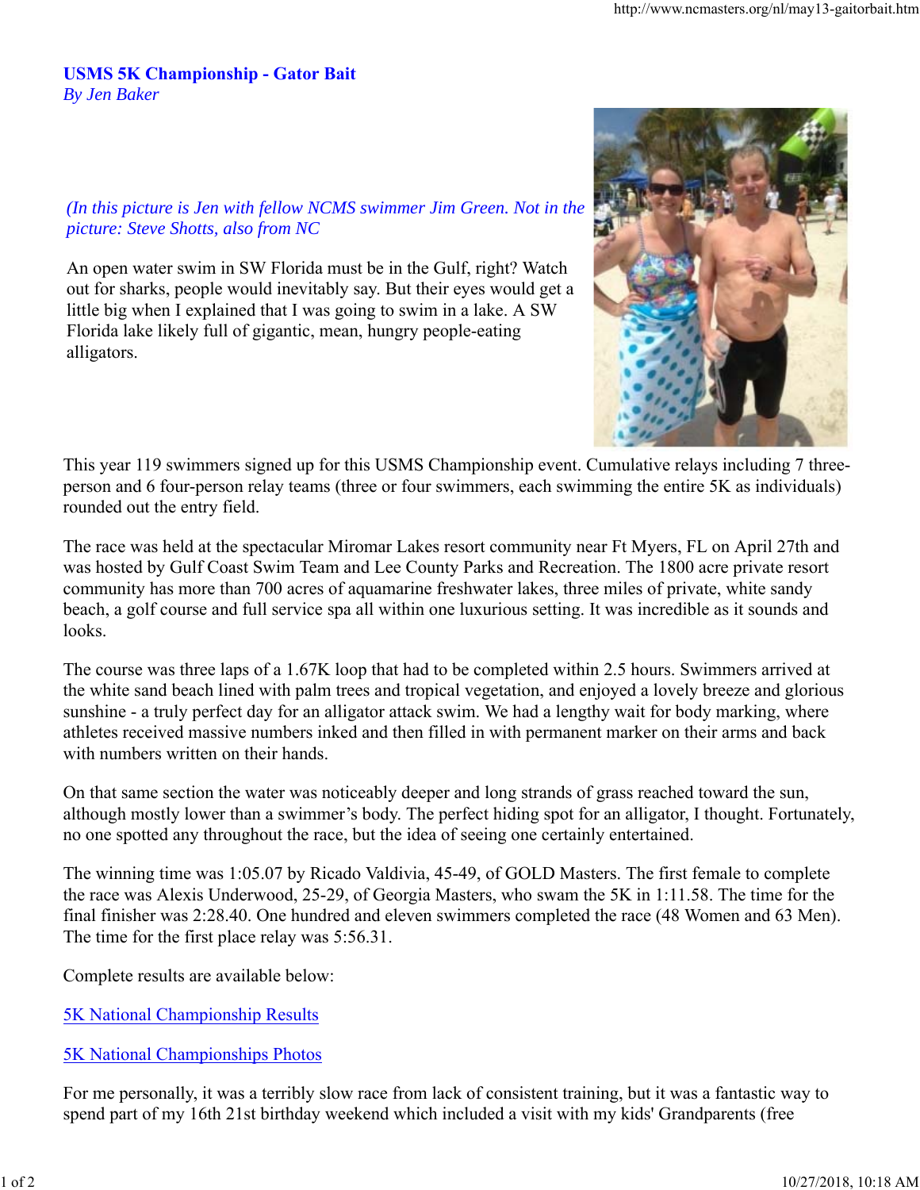# USMS 5K Championship - Gator Bait

*By Jen Baker*

*(In this picture is Jen with fellow NCMS swimmer Jim Green. Not in the picture: Steve Shotts, also from NC*

An open water swim in SW Florida must be in the Gulf, right? Watch out for sharks, people would inevitably say. But their eyes would get a little big when I explained that I was going to swim in a lake. A SW Florida lake likely full of gigantic, mean, hungry people-eating alligators.

This year 119 swimmers signed up for this USMS Championship event. Cumulative relays including 7 three-person and 6 four-person relay teams (three or four swimmers, each swimming the entire 5K as individuals) rounded out the entry field.

The race was held at the spectacular Miromar Lakes resort community near Ft Myers, FL on April 27th and was hosted by Gulf Coast Swim Team and Lee County Parks and Recreation. The 1800 acre private resort community has more than 700 acres of aquamarine freshwater lakes, three miles of private, white sandy beach, a golf course and full service spa all within one luxurious setting. It was incredible as it sounds and looks.

The course was three laps of a 1.67K loop that had to be completed within 2.5 hours. Swimmers arrived at the white sand beach lined with palm trees and tropical vegetation, and enjoyed a lovely breeze and glorious sunshine - a truly perfect day for an alligator attack swim. We had a lengthy wait for body marking, where athletes received massive numbers inked and then filled in with permanent marker on their arms and back with numbers written on their hands.

On that same section the water was noticeably deeper and long strands of grass reached toward the sun, although mostly lower than a swimmer's body. The perfect hiding spot for an alligator, I thought. Fortunately, no one spotted any throughout the race, but the idea of seeing one certainly entertained.

The winning time was 1:05.07 by Ricado Valdivia, 45-49, of GOLD Masters. The first female to complete the race was Alexis Underwood, 25-29, of Georgia Masters, who swam the 5K in 1:11.58. The time for the final finisher was 2:28.40. One hundred and eleven swimmers completed the race (48 Women and 63 Men). The time for the first place relay was 5:56.31.

Complete results are available below:

[5K National Championship Results]

[5K National Championships Photos]

For me personally, it was a terribly slow race from lack of consistent training, but it was a fantastic way to spend part of my 16th 21st birthday weekend which included a visit with my kids' Grandparents (free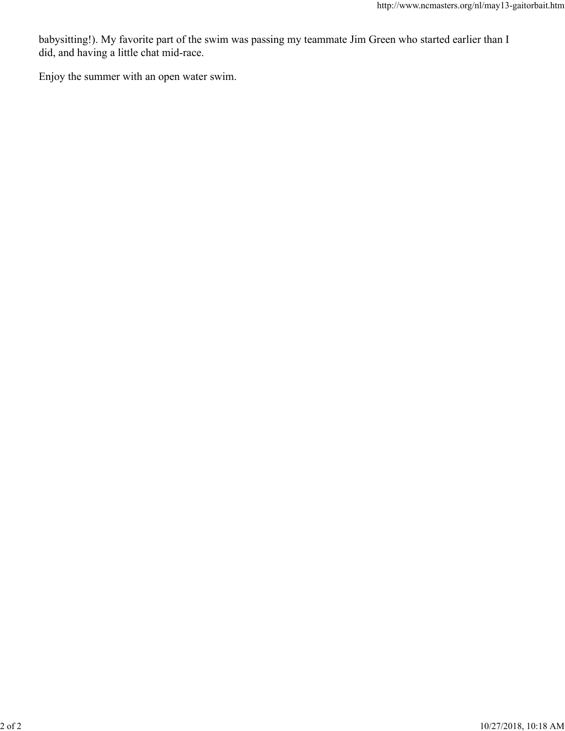babysitting!). My favorite part of the swim was passing my teammate Jim Green who started earlier than I did, and having a little chat mid-race.

Enjoy the summer with an open water swim.